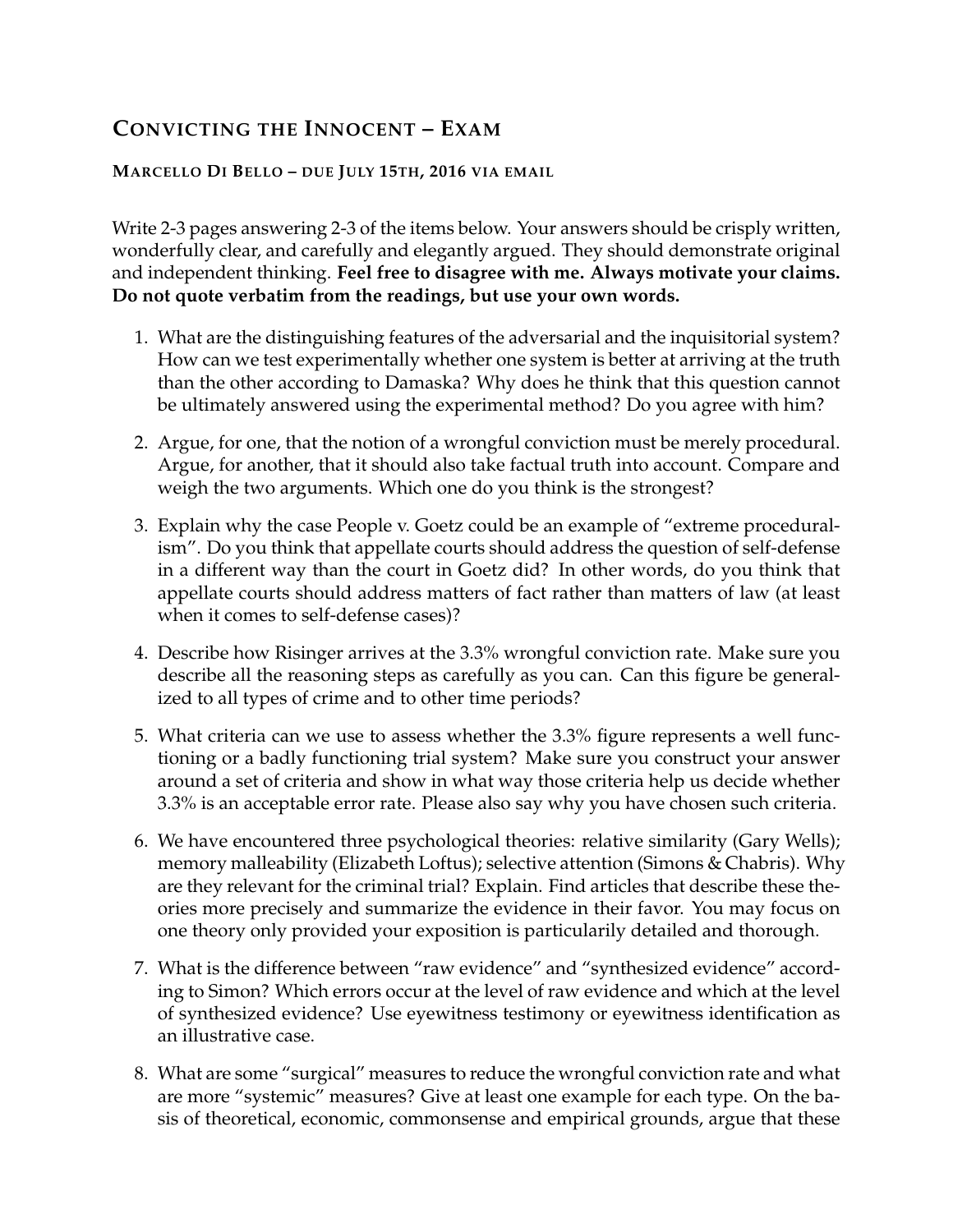# Convicting the Innocent – Exam

**Marcello Di Bello – due July 15th, 2016 via email**

Write 2-3 pages answering 2-3 of the items below. Your answers should be crisply written, wonderfully clear, and carefully and elegantly argued. They should demonstrate original and independent thinking. **Feel free to disagree with me. Always motivate your claims. Do not quote verbatim from the readings, but use your own words.**

1. What are the distinguishing features of the adversarial and the inquisitorial system? How can we test experimentally whether one system is better at arriving at the truth than the other according to Damaska? Why does he think that this question cannot be ultimately answered using the experimental method? Do you agree with him?

2. Argue, for one, that the notion of a wrongful conviction must be merely procedural. Argue, for another, that it should also take factual truth into account. Compare and weigh the two arguments. Which one do you think is the strongest?

3. Explain why the case People v. Goetz could be an example of "extreme proceduralism". Do you think that appellate courts should address the question of self-defense in a different way than the court in Goetz did? In other words, do you think that appellate courts should address matters of fact rather than matters of law (at least when it comes to self-defense cases)?

4. Describe how Risinger arrives at the 3.3% wrongful conviction rate. Make sure you describe all the reasoning steps as carefully as you can. Can this figure be generalized to all types of crime and to other time periods?

5. What criteria can we use to assess whether the 3.3% figure represents a well functioning or a badly functioning trial system? Make sure you construct your answer around a set of criteria and show in what way those criteria help us decide whether 3.3% is an acceptable error rate. Please also say why you have chosen such criteria.

6. We have encountered three psychological theories: relative similarity (Gary Wells); memory malleability (Elizabeth Loftus); selective attention (Simons & Chabris). Why are they relevant for the criminal trial? Explain. Find articles that describe these theories more precisely and summarize the evidence in their favor. You may focus on one theory only provided your exposition is particularily detailed and thorough.

7. What is the difference between "raw evidence" and "synthesized evidence" according to Simon? Which errors occur at the level of raw evidence and which at the level of synthesized evidence? Use eyewitness testimony or eyewitness identification as an illustrative case.

8. What are some "surgical" measures to reduce the wrongful conviction rate and what are more "systemic" measures? Give at least one example for each type. On the basis of theoretical, economic, commonsense and empirical grounds, argue that these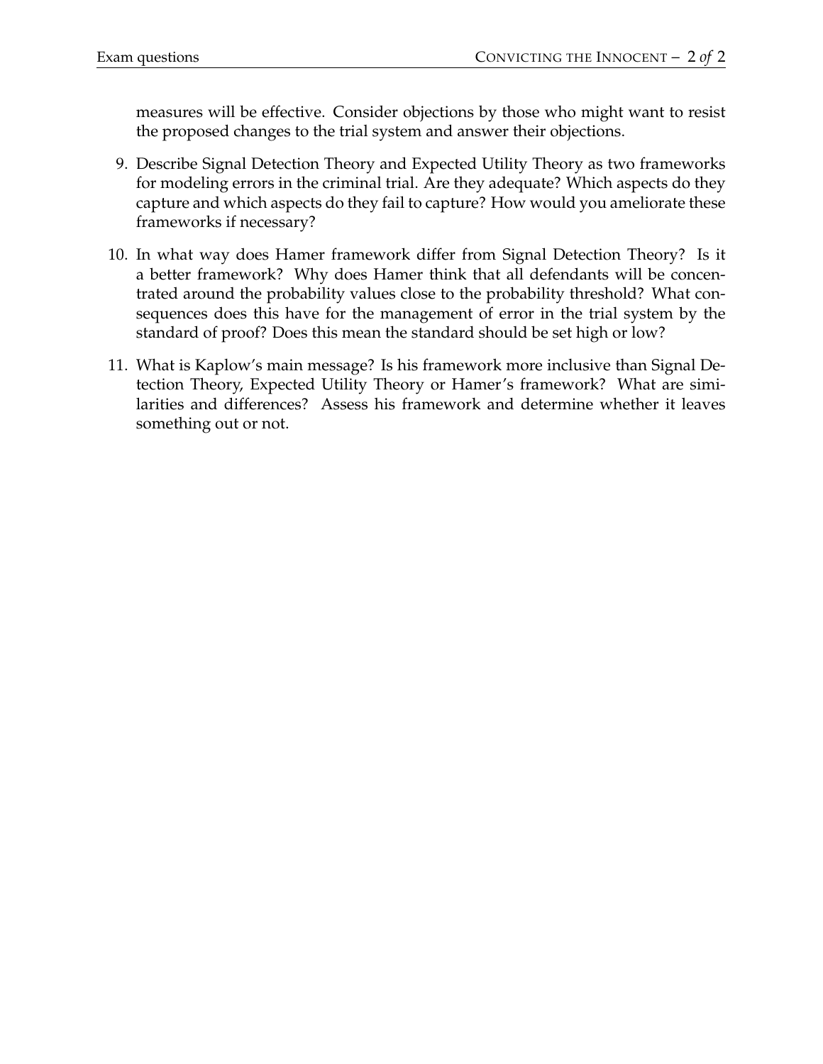measures will be effective. Consider objections by those who might want to resist the proposed changes to the trial system and answer their objections.

9. Describe Signal Detection Theory and Expected Utility Theory as two frameworks for modeling errors in the criminal trial. Are they adequate? Which aspects do they capture and which aspects do they fail to capture? How would you ameliorate these frameworks if necessary?

10. In what way does Hamer framework differ from Signal Detection Theory? Is it a better framework? Why does Hamer think that all defendants will be concentrated around the probability values close to the probability threshold? What consequences does this have for the management of error in the trial system by the standard of proof? Does this mean the standard should be set high or low?

11. What is Kaplow's main message? Is his framework more inclusive than Signal Detection Theory, Expected Utility Theory or Hamer's framework? What are similarities and differences? Assess his framework and determine whether it leaves something out or not.